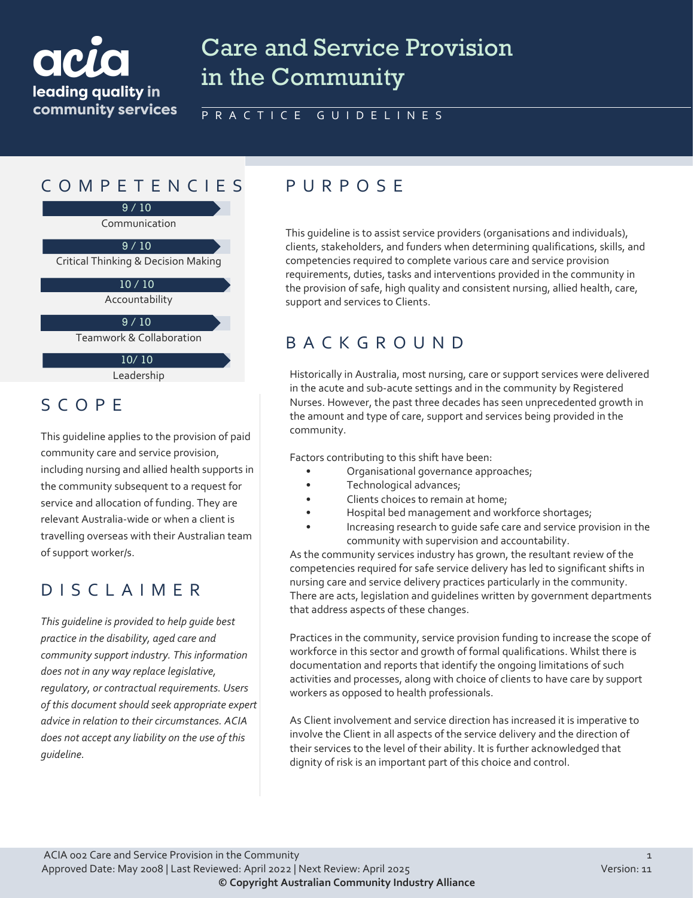acia leading quality in community services

# Care and Service Provision in the Community

PRACTICE GUIDELINES

## COMPETENCIES

9 / 10
Communication

9 / 10
Critical Thinking & Decision Making

10 / 10
Accountability

9 / 10
Teamwork & Collaboration

10/ 10
Leadership

## SCOPE

This guideline applies to the provision of paid community care and service provision, including nursing and allied health supports in the community subsequent to a request for service and allocation of funding. They are relevant Australia-wide or when a client is travelling overseas with their Australian team of support worker/s.

## DISCLAIMER

*This guideline is provided to help guide best practice in the disability, aged care and community support industry. This information does not in any way replace legislative, regulatory, or contractual requirements. Users of this document should seek appropriate expert advice in relation to their circumstances. ACIA does not accept any liability on the use of this guideline.*

## PURPOSE

This guideline is to assist service providers (organisations and individuals), clients, stakeholders, and funders when determining qualifications, skills, and competencies required to complete various care and service provision requirements, duties, tasks and interventions provided in the community in the provision of safe, high quality and consistent nursing, allied health, care, support and services to Clients.

## BACKGROUND

Historically in Australia, most nursing, care or support services were delivered in the acute and sub-acute settings and in the community by Registered Nurses. However, the past three decades has seen unprecedented growth in the amount and type of care, support and services being provided in the community.

Factors contributing to this shift have been:

- Organisational governance approaches;
- Technological advances;
- Clients choices to remain at home;
- Hospital bed management and workforce shortages;
- Increasing research to guide safe care and service provision in the community with supervision and accountability.

As the community services industry has grown, the resultant review of the competencies required for safe service delivery has led to significant shifts in nursing care and service delivery practices particularly in the community. There are acts, legislation and guidelines written by government departments that address aspects of these changes.

Practices in the community, service provision funding to increase the scope of workforce in this sector and growth of formal qualifications. Whilst there is documentation and reports that identify the ongoing limitations of such activities and processes, along with choice of clients to have care by support workers as opposed to health professionals.

As Client involvement and service direction has increased it is imperative to involve the Client in all aspects of the service delivery and the direction of their services to the level of their ability. It is further acknowledged that dignity of risk is an important part of this choice and control.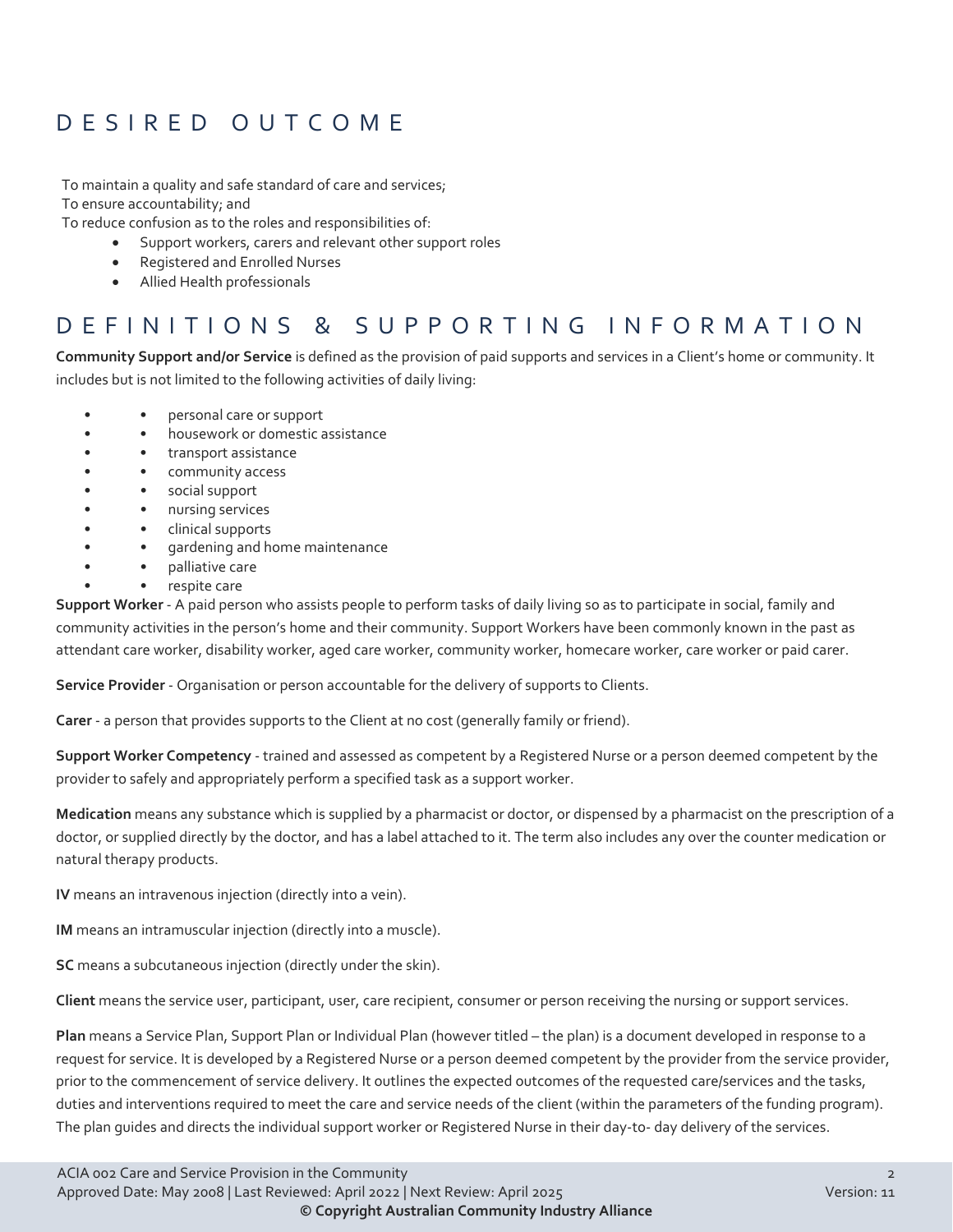## DESIRED OUTCOME

To maintain a quality and safe standard of care and services;
To ensure accountability; and
To reduce confusion as to the roles and responsibilities of:

- Support workers, carers and relevant other support roles
- Registered and Enrolled Nurses
- Allied Health professionals

## DEFINITIONS & SUPPORTING INFORMATION

**Community Support and/or Service** is defined as the provision of paid supports and services in a Client's home or community. It includes but is not limited to the following activities of daily living:

- personal care or support
- housework or domestic assistance
- transport assistance
- community access
- social support
- nursing services
- clinical supports
- gardening and home maintenance
- palliative care
- respite care

**Support Worker** - A paid person who assists people to perform tasks of daily living so as to participate in social, family and community activities in the person's home and their community. Support Workers have been commonly known in the past as attendant care worker, disability worker, aged care worker, community worker, homecare worker, care worker or paid carer.

**Service Provider** - Organisation or person accountable for the delivery of supports to Clients.

**Carer** - a person that provides supports to the Client at no cost (generally family or friend).

**Support Worker Competency** - trained and assessed as competent by a Registered Nurse or a person deemed competent by the provider to safely and appropriately perform a specified task as a support worker.

**Medication** means any substance which is supplied by a pharmacist or doctor, or dispensed by a pharmacist on the prescription of a doctor, or supplied directly by the doctor, and has a label attached to it. The term also includes any over the counter medication or natural therapy products.

**IV** means an intravenous injection (directly into a vein).

**IM** means an intramuscular injection (directly into a muscle).

**SC** means a subcutaneous injection (directly under the skin).

**Client** means the service user, participant, user, care recipient, consumer or person receiving the nursing or support services.

**Plan** means a Service Plan, Support Plan or Individual Plan (however titled – the plan) is a document developed in response to a request for service. It is developed by a Registered Nurse or a person deemed competent by the provider from the service provider, prior to the commencement of service delivery. It outlines the expected outcomes of the requested care/services and the tasks, duties and interventions required to meet the care and service needs of the client (within the parameters of the funding program). The plan guides and directs the individual support worker or Registered Nurse in their day-to- day delivery of the services.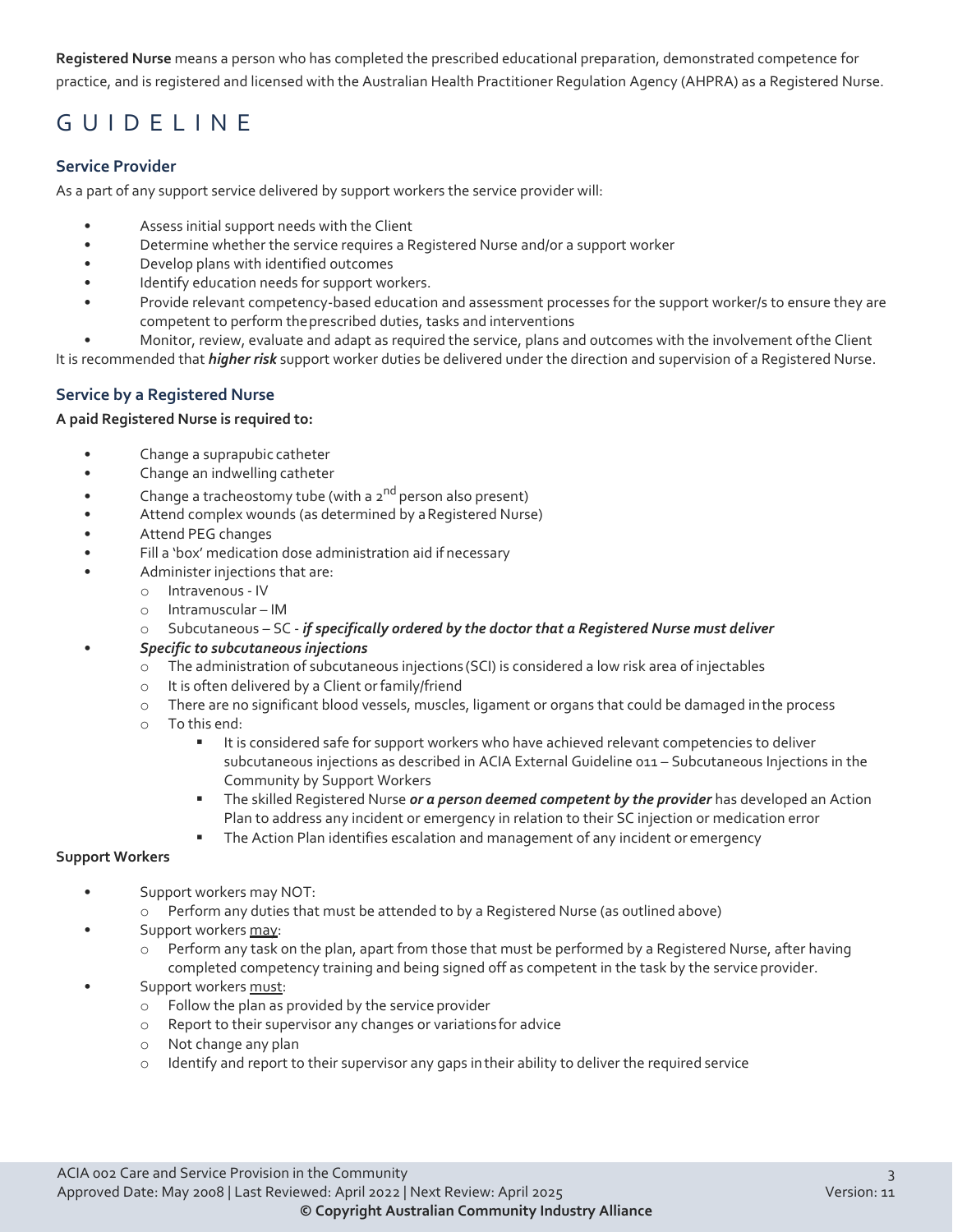**Registered Nurse** means a person who has completed the prescribed educational preparation, demonstrated competence for practice, and is registered and licensed with the Australian Health Practitioner Regulation Agency (AHPRA) as a Registered Nurse.

# GUIDELINE

### Service Provider

As a part of any support service delivered by support workers the service provider will:

- Assess initial support needs with the Client
- Determine whether the service requires a Registered Nurse and/or a support worker
- Develop plans with identified outcomes
- Identify education needs for support workers.
- Provide relevant competency-based education and assessment processes for the support worker/s to ensure they are competent to perform the prescribed duties, tasks and interventions
- Monitor, review, evaluate and adapt as required the service, plans and outcomes with the involvement of the Client

It is recommended that ***higher risk*** support worker duties be delivered under the direction and supervision of a Registered Nurse.

### Service by a Registered Nurse

**A paid Registered Nurse is required to:**

- Change a suprapubic catheter
- Change an indwelling catheter
- Change a tracheostomy tube (with a 2nd person also present)
- Attend complex wounds (as determined by a Registered Nurse)
- Attend PEG changes
- Fill a 'box' medication dose administration aid if necessary
- Administer injections that are:
  - Intravenous - IV
  - Intramuscular – IM
  - Subcutaneous – SC - ***if specifically ordered by the doctor that a Registered Nurse must deliver***
- ***Specific to subcutaneous injections***
  - The administration of subcutaneous injections (SCI) is considered a low risk area of injectables
  - It is often delivered by a Client or family/friend
  - There are no significant blood vessels, muscles, ligament or organs that could be damaged in the process
  - To this end:
    - It is considered safe for support workers who have achieved relevant competencies to deliver subcutaneous injections as described in ACIA External Guideline 011 – Subcutaneous Injections in the Community by Support Workers
    - The skilled Registered Nurse ***or a person deemed competent by the provider*** has developed an Action Plan to address any incident or emergency in relation to their SC injection or medication error
    - The Action Plan identifies escalation and management of any incident or emergency

**Support Workers**

- Support workers may NOT:
  - Perform any duties that must be attended to by a Registered Nurse (as outlined above)
- Support workers <u>may</u>:
  - Perform any task on the plan, apart from those that must be performed by a Registered Nurse, after having completed competency training and being signed off as competent in the task by the service provider.
- Support workers <u>must</u>:
  - Follow the plan as provided by the service provider
  - Report to their supervisor any changes or variations for advice
  - Not change any plan
  - Identify and report to their supervisor any gaps in their ability to deliver the required service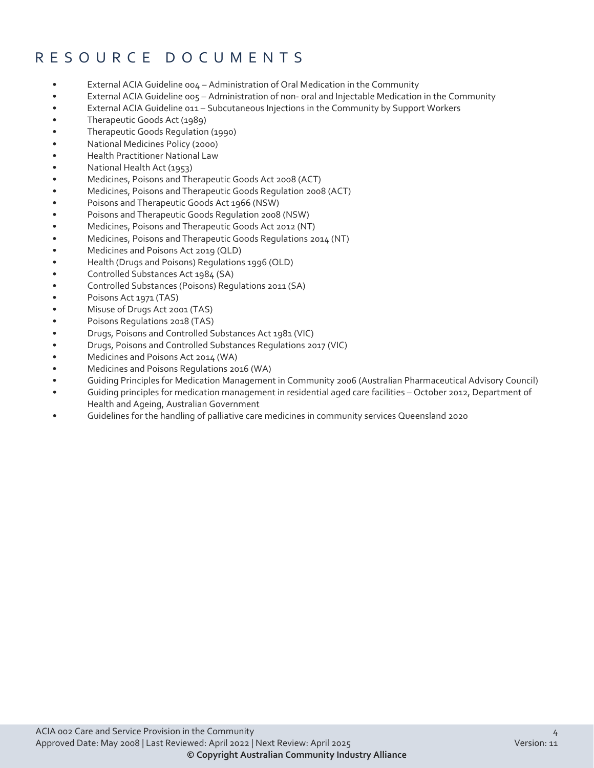## RESOURCE DOCUMENTS

- External ACIA Guideline 004 – Administration of Oral Medication in the Community
- External ACIA Guideline 005 – Administration of non- oral and Injectable Medication in the Community
- External ACIA Guideline 011 – Subcutaneous Injections in the Community by Support Workers
- Therapeutic Goods Act (1989)
- Therapeutic Goods Regulation (1990)
- National Medicines Policy (2000)
- Health Practitioner National Law
- National Health Act (1953)
- Medicines, Poisons and Therapeutic Goods Act 2008 (ACT)
- Medicines, Poisons and Therapeutic Goods Regulation 2008 (ACT)
- Poisons and Therapeutic Goods Act 1966 (NSW)
- Poisons and Therapeutic Goods Regulation 2008 (NSW)
- Medicines, Poisons and Therapeutic Goods Act 2012 (NT)
- Medicines, Poisons and Therapeutic Goods Regulations 2014 (NT)
- Medicines and Poisons Act 2019 (QLD)
- Health (Drugs and Poisons) Regulations 1996 (QLD)
- Controlled Substances Act 1984 (SA)
- Controlled Substances (Poisons) Regulations 2011 (SA)
- Poisons Act 1971 (TAS)
- Misuse of Drugs Act 2001 (TAS)
- Poisons Regulations 2018 (TAS)
- Drugs, Poisons and Controlled Substances Act 1981 (VIC)
- Drugs, Poisons and Controlled Substances Regulations 2017 (VIC)
- Medicines and Poisons Act 2014 (WA)
- Medicines and Poisons Regulations 2016 (WA)
- Guiding Principles for Medication Management in Community 2006 (Australian Pharmaceutical Advisory Council)
- Guiding principles for medication management in residential aged care facilities – October 2012, Department of Health and Ageing, Australian Government
- Guidelines for the handling of palliative care medicines in community services Queensland 2020